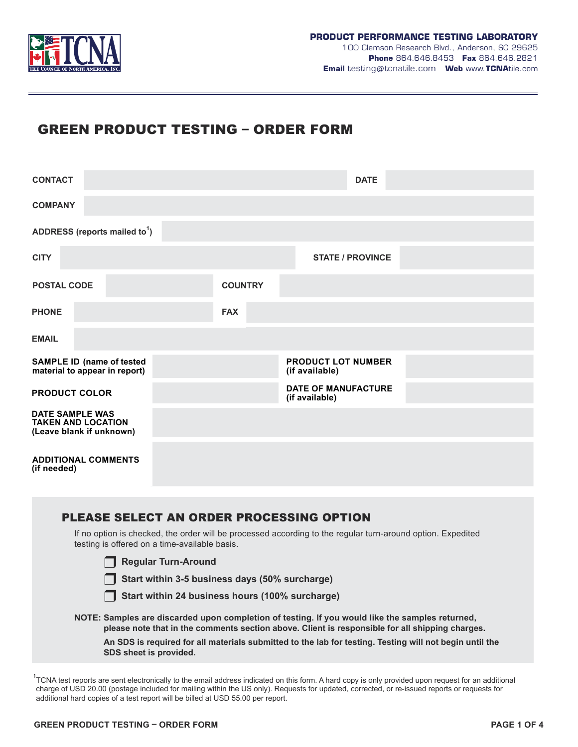**PRODUCT PERFORMANCE TESTING LABORATORY**
100 Clemson Research Blvd., Anderson, SC 29625
**Phone** 864.646.8453 **Fax** 864.646.2821
**Email** testing@tcnatile.com **Web** www.TCNAtile.com

# GREEN PRODUCT TESTING – ORDER FORM

| | | | |
|---|---|---|---|
| **CONTACT** | | **DATE** | |
| **COMPANY** | | | |
| **ADDRESS (reports mailed to[1])** | | | |
| **CITY** | | **STATE / PROVINCE** | |
| **POSTAL CODE** | | **COUNTRY** | |
| **PHONE** | | **FAX** | |
| **EMAIL** | | | |
| **SAMPLE ID (name of tested material to appear in report)** | | **PRODUCT LOT NUMBER (if available)** | |
| **PRODUCT COLOR** | | **DATE OF MANUFACTURE (if available)** | |
| **DATE SAMPLE WAS TAKEN AND LOCATION (Leave blank if unknown)** | | | |
| **ADDITIONAL COMMENTS (if needed)** | | | |

## PLEASE SELECT AN ORDER PROCESSING OPTION

If no option is checked, the order will be processed according to the regular turn-around option. Expedited testing is offered on a time-available basis.

- ☐ **Regular Turn-Around**
- ☐ **Start within 3-5 business days (50% surcharge)**
- ☐ **Start within 24 business hours (100% surcharge)**

**NOTE: Samples are discarded upon completion of testing. If you would like the samples returned, please note that in the comments section above. Client is responsible for all shipping charges.**

**An SDS is required for all materials submitted to the lab for testing. Testing will not begin until the SDS sheet is provided.**

[1] TCNA test reports are sent electronically to the email address indicated on this form. A hard copy is only provided upon request for an additional charge of USD 20.00 (postage included for mailing within the US only). Requests for updated, corrected, or re-issued reports or requests for additional hard copies of a test report will be billed at USD 55.00 per report.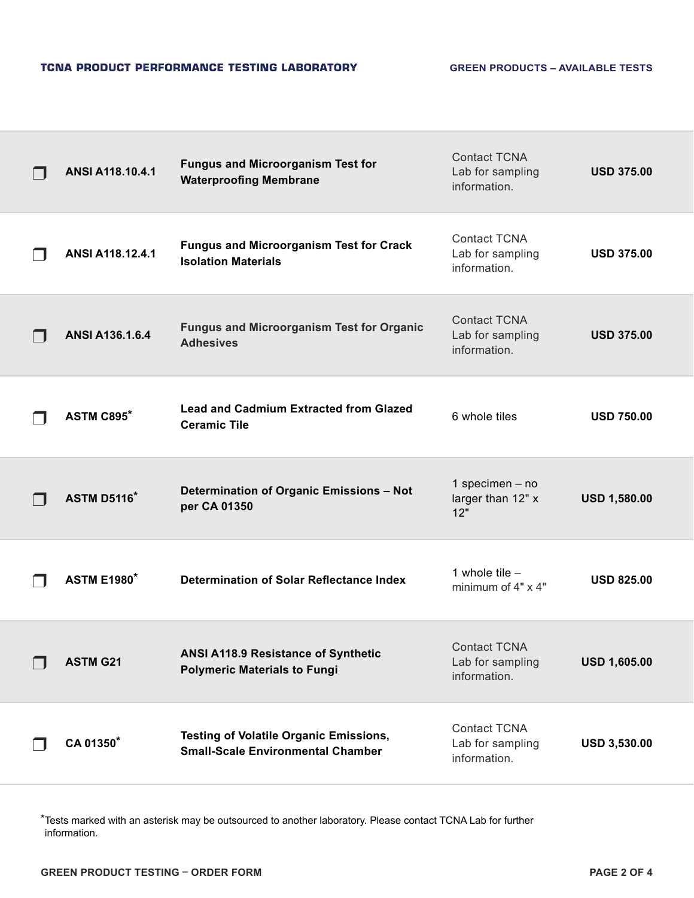| | Test | Description | Sample | Price |
|---|---|---|---|---|
| ❒ | **ANSI A118.10.4.1** | **Fungus and Microorganism Test for Waterproofing Membrane** | Contact TCNA Lab for sampling information. | **USD 375.00** |
| ❒ | **ANSI A118.12.4.1** | **Fungus and Microorganism Test for Crack Isolation Materials** | Contact TCNA Lab for sampling information. | **USD 375.00** |
| ❒ | **ANSI A136.1.6.4** | **Fungus and Microorganism Test for Organic Adhesives** | Contact TCNA Lab for sampling information. | **USD 375.00** |
| ❒ | **ASTM C895*** | **Lead and Cadmium Extracted from Glazed Ceramic Tile** | 6 whole tiles | **USD 750.00** |
| ❒ | **ASTM D5116*** | **Determination of Organic Emissions – Not per CA 01350** | 1 specimen – no larger than 12" x 12" | **USD 1,580.00** |
| ❒ | **ASTM E1980*** | **Determination of Solar Reflectance Index** | 1 whole tile – minimum of 4" x 4" | **USD 825.00** |
| ❒ | **ASTM G21** | **ANSI A118.9 Resistance of Synthetic Polymeric Materials to Fungi** | Contact TCNA Lab for sampling information. | **USD 1,605.00** |
| ❒ | **CA 01350*** | **Testing of Volatile Organic Emissions, Small-Scale Environmental Chamber** | Contact TCNA Lab for sampling information. | **USD 3,530.00** |

*Tests marked with an asterisk may be outsourced to another laboratory. Please contact TCNA Lab for further information.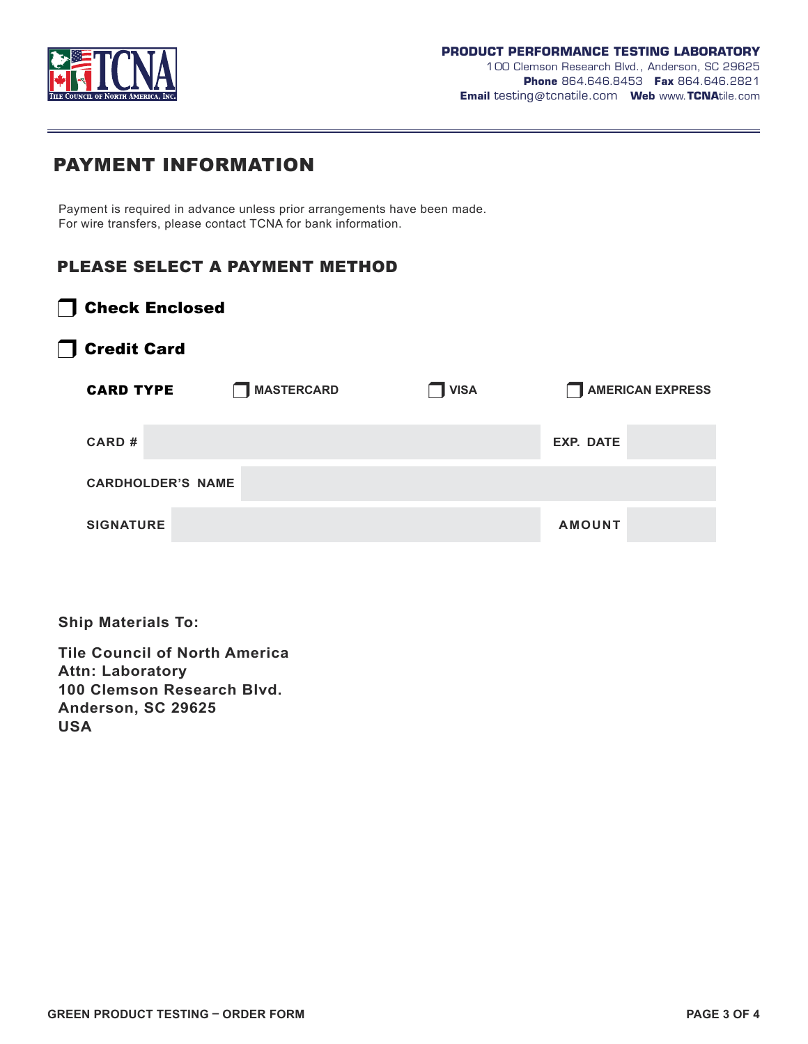**PRODUCT PERFORMANCE TESTING LABORATORY**
100 Clemson Research Blvd., Anderson, SC 29625
**Phone** 864.646.8453 **Fax** 864.646.2821
**Email** testing@tcnatile.com **Web** www.**TCNA**tile.com

# PAYMENT INFORMATION

Payment is required in advance unless prior arrangements have been made.
For wire transfers, please contact TCNA for bank information.

## PLEASE SELECT A PAYMENT METHOD

☐ **Check Enclosed**

☐ **Credit Card**

**CARD TYPE** ☐ MASTERCARD ☐ VISA ☐ AMERICAN EXPRESS

| CARD # | | EXP. DATE | |
|---|---|---|---|
| CARDHOLDER'S NAME | | | |
| SIGNATURE | | AMOUNT | |

**Ship Materials To:**

**Tile Council of North America**
**Attn: Laboratory**
**100 Clemson Research Blvd.**
**Anderson, SC 29625**
**USA**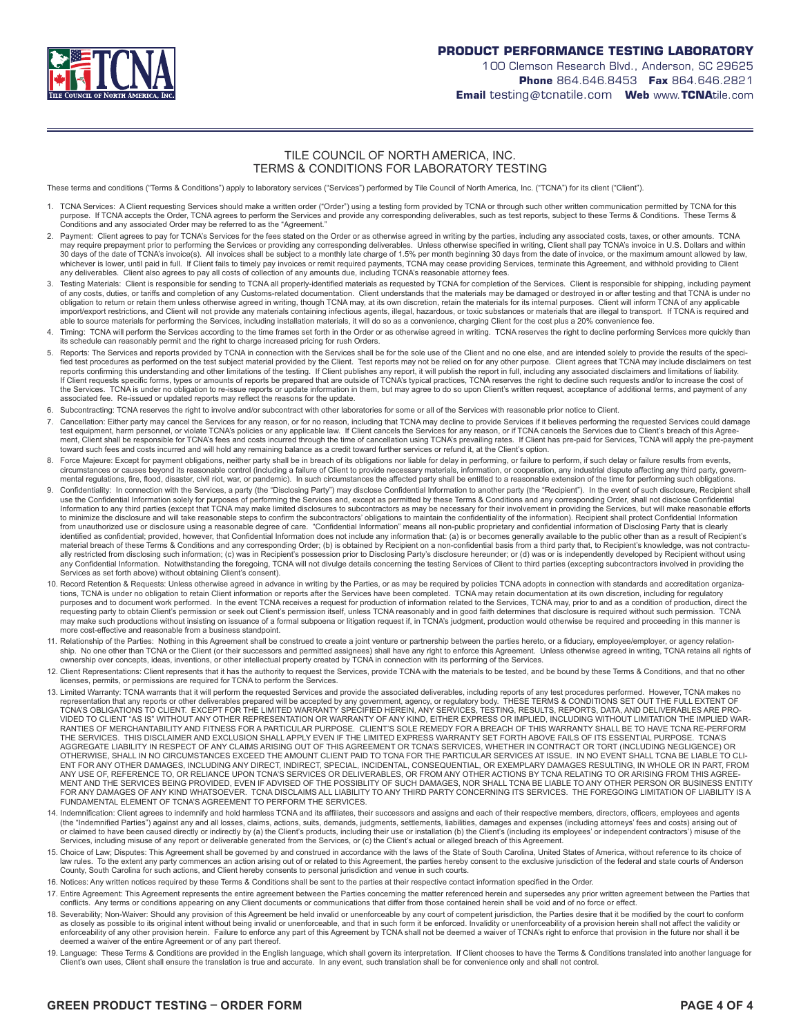**PRODUCT PERFORMANCE TESTING LABORATORY**
100 Clemson Research Blvd., Anderson, SC 29625
**Phone** 864.646.8453 **Fax** 864.646.2821
**Email** testing@tcnatile.com **Web** www.TCNAtile.com

# TILE COUNCIL OF NORTH AMERICA, INC.
# TERMS & CONDITIONS FOR LABORATORY TESTING

These terms and conditions ("Terms & Conditions") apply to laboratory services ("Services") performed by Tile Council of North America, Inc. ("TCNA") for its client ("Client").

1. TCNA Services: A Client requesting Services should make a written order ("Order") using a testing form provided by TCNA or through such other written communication permitted by TCNA for this purpose. If TCNA accepts the Order, TCNA agrees to perform the Services and provide any corresponding deliverables, such as test reports, subject to these Terms & Conditions. These Terms & Conditions and any associated Order may be referred to as the "Agreement."
2. Payment: Client agrees to pay for TCNA's Services for the fees stated on the Order or as otherwise agreed in writing by the parties, including any associated costs, taxes, or other amounts. TCNA may require prepayment prior to performing the Services or providing any corresponding deliverables. Unless otherwise specified in writing, Client shall pay TCNA's invoice in U.S. Dollars and within 30 days of the date of TCNA's invoice(s). All invoices shall be subject to a monthly late charge of 1.5% per month beginning 30 days from the date of invoice, or the maximum amount allowed by law, whichever is lower, until paid in full. If Client fails to timely pay invoices or remit required payments, TCNA may cease providing Services, terminate this Agreement, and withhold providing to Client any deliverables. Client also agrees to pay all costs of collection of any amounts due, including TCNA's reasonable attorney fees.
3. Testing Materials: Client is responsible for sending to TCNA all properly-identified materials as requested by TCNA for completion of the Services. Client is responsible for shipping, including payment of any costs, duties, or tariffs and completion of any Customs-related documentation. Client understands that the materials may be damaged or destroyed in or after testing and that TCNA is under no obligation to return or retain them unless otherwise agreed in writing, though TCNA may, at its own discretion, retain the materials for its internal purposes. Client will inform TCNA of any applicable import/export restrictions, and Client will not provide any materials containing infectious agents, illegal, hazardous, or toxic substances or materials that are illegal to transport. If TCNA is required and able to source materials for performing the Services, including installation materials, it will do so as a convenience, charging Client for the cost plus a 20% convenience fee.
4. Timing: TCNA will perform the Services according to the time frames set forth in the Order or as otherwise agreed in writing. TCNA reserves the right to decline performing Services more quickly than its schedule can reasonably permit and the right to charge increased pricing for rush Orders.
5. Reports: The Services and reports provided by TCNA in connection with the Services shall be for the sole use of the Client and no one else, and are intended solely to provide the results of the specified test procedures as performed on the test subject material provided by the Client. Test reports may not be relied on for any other purpose. Client agrees that TCNA may include disclaimers on test reports confirming this understanding and other limitations of the testing. If Client publishes any report, it will publish the report in full, including any associated disclaimers and limitations of liability. If Client requests specific forms, types or amounts of reports be prepared that are outside of TCNA's typical practices, TCNA reserves the right to decline such requests and/or to increase the cost of the Services. TCNA is under no obligation to re-issue reports or update information in them, but may agree to do so upon Client's written request, acceptance of additional terms, and payment of any associated fee. Re-issued or updated reports may reflect the reasons for the update.
6. Subcontracting: TCNA reserves the right to involve and/or subcontract with other laboratories for some or all of the Services with reasonable prior notice to Client.
7. Cancellation: Either party may cancel the Services for any reason, or for no reason, including that TCNA may decline to provide Services if it believes performing the requested Services could damage test equipment, harm personnel, or violate TCNA's policies or any applicable law. If Client cancels the Services for any reason, or if TCNA cancels the Services due to Client's breach of this Agreement, Client shall be responsible for TCNA's fees and costs incurred through the time of cancellation using TCNA's prevailing rates. If Client has pre-paid for Services, TCNA will apply the pre-payment toward such fees and costs incurred and will hold any remaining balance as a credit toward further services or refund it, at the Client's option.
8. Force Majeure: Except for payment obligations, neither party shall be in breach of its obligations nor liable for delay in performing, or failure to perform, if such delay or failure results from events, circumstances or causes beyond its reasonable control (including a failure of Client to provide necessary materials, information, or cooperation, any industrial dispute affecting any third party, governmental regulations, fire, flood, disaster, civil riot, war, or pandemic). In such circumstances the affected party shall be entitled to a reasonable extension of the time for performing such obligations.
9. Confidentiality: In connection with the Services, a party (the "Disclosing Party") may disclose Confidential Information to another party (the "Recipient"). In the event of such disclosure, Recipient shall use the Confidential Information solely for purposes of performing the Services and, except as permitted by these Terms & Conditions and any corresponding Order, shall not disclose Confidential Information to any third parties (except that TCNA may make limited disclosures to subcontractors as may be necessary for their involvement in providing the Services, but will make reasonable efforts to minimize the disclosure and will take reasonable steps to confirm the subcontractors' obligations to maintain the confidentiality of the information). Recipient shall protect Confidential Information from unauthorized use or disclosure using a reasonable degree of care. "Confidential Information" means all non-public proprietary and confidential information of Disclosing Party that is clearly identified as confidential; provided, however, that Confidential Information does not include any information that: (a) is or becomes generally available to the public other than as a result of Recipient's material breach of these Terms & Conditions and any corresponding Order; (b) is obtained by Recipient on a non-confidential basis from a third party that, to Recipient's knowledge, was not contractually restricted from disclosing such information; (c) was in Recipient's possession prior to Disclosing Party's disclosure hereunder; or (d) was or is independently developed by Recipient without using any Confidential Information. Notwithstanding the foregoing, TCNA will not divulge details concerning the testing Services of Client to third parties (excepting subcontractors involved in providing the Services as set forth above) without obtaining Client's consent).
10. Record Retention & Requests: Unless otherwise agreed in advance in writing by the Parties, or as may be required by policies TCNA adopts in connection with standards and accreditation organizations, TCNA is under no obligation to retain Client information or reports after the Services have been completed. TCNA may retain documentation at its own discretion, including for regulatory purposes and to document work performed. In the event TCNA receives a request for production of information related to the Services, TCNA may, prior to and as a condition of production, direct the requesting party to obtain Client's permission or seek out Client's permission itself, unless TCNA reasonably and in good faith determines that disclosure is required without such permission. TCNA may make such productions without insisting on issuance of a formal subpoena or litigation request if, in TCNA's judgment, production would otherwise be required and proceeding in this manner is more cost-effective and reasonable from a business standpoint.
11. Relationship of the Parties: Nothing in this Agreement shall be construed to create a joint venture or partnership between the parties hereto, or a fiduciary, employee/employer, or agency relationship. No one other than TCNA or the Client (or their successors and permitted assignees) shall have any right to enforce this Agreement. Unless otherwise agreed in writing, TCNA retains all rights of ownership over concepts, ideas, inventions, or other intellectual property created by TCNA in connection with its performing of the Services.
12. Client Representations: Client represents that it has the authority to request the Services, provide TCNA with the materials to be tested, and be bound by these Terms & Conditions, and that no other licenses, permits, or permissions are required for TCNA to perform the Services.
13. Limited Warranty: TCNA warrants that it will perform the requested Services and provide the associated deliverables, including reports of any test procedures performed. However, TCNA makes no representation that any reports or other deliverables prepared will be accepted by any government, agency, or regulatory body. THESE TERMS & CONDITIONS SET OUT THE FULL EXTENT OF TCNA'S OBLIGATIONS TO CLIENT. EXCEPT FOR THE LIMITED WARRANTY SPECIFIED HEREIN, ANY SERVICES, TESTING, RESULTS, REPORTS, DATA, AND DELIVERABLES ARE PROVIDED TO CLIENT "AS IS" WITHOUT ANY OTHER REPRESENTATION OR WARRANTY OF ANY KIND, EITHER EXPRESS OR IMPLIED, INCLUDING WITHOUT LIMITATION THE IMPLIED WARRANTIES OF MERCHANTABILITY AND FITNESS FOR A PARTICULAR PURPOSE. CLIENT'S SOLE REMEDY FOR A BREACH OF THIS WARRANTY SHALL BE TO HAVE TCNA RE-PERFORM THE SERVICES. THIS DISCLAIMER AND EXCLUSION SHALL APPLY EVEN IF THE LIMITED EXPRESS WARRANTY SET FORTH ABOVE FAILS OF ITS ESSENTIAL PURPOSE. TCNA'S AGGREGATE LIABILITY IN RESPECT OF ANY CLAIMS ARISING OUT OF THIS AGREEMENT OR TCNA'S SERVICES, WHETHER IN CONTRACT OR TORT (INCLUDING NEGLIGENCE) OR OTHERWISE, SHALL IN NO CIRCUMSTANCES EXCEED THE AMOUNT CLIENT PAID TO TCNA FOR THE PARTICULAR SERVICES AT ISSUE. IN NO EVENT SHALL TCNA BE LIABLE TO CLIENT FOR ANY OTHER DAMAGES, INCLUDING ANY DIRECT, INDIRECT, SPECIAL, INCIDENTAL, CONSEQUENTIAL, OR EXEMPLARY DAMAGES RESULTING, IN WHOLE OR IN PART, FROM ANY USE OF, REFERENCE TO, OR RELIANCE UPON TCNA'S SERVICES OR DELIVERABLES, OR FROM ANY OTHER ACTIONS BY TCNA RELATING TO OR ARISING FROM THIS AGREEMENT AND THE SERVICES BEING PROVIDED, EVEN IF ADVISED OF THE POSSIBLITY OF SUCH DAMAGES, NOR SHALL TCNA BE LIABLE TO ANY OTHER PERSON OR BUSINESS ENTITY FOR ANY DAMAGES OF ANY KIND WHATSOEVER. TCNA DISCLAIMS ALL LIABILITY TO ANY THIRD PARTY CONCERNING ITS SERVICES. THE FOREGOING LIMITATION OF LIABILITY IS A FUNDAMENTAL ELEMENT OF TCNA'S AGREEMENT TO PERFORM THE SERVICES.
14. Indemnification: Client agrees to indemnify and hold harmless TCNA and its affiliates, their successors and assigns and each of their respective members, directors, officers, employees and agents (the "Indemnified Parties") against any and all losses, claims, actions, suits, demands, judgments, settlements, liabilities, damages and expenses (including attorneys' fees and costs) arising out of or claimed to have been caused directly or indirectly by (a) the Client's products, including their use or installation (b) the Client's (including its employees' or independent contractors') misuse of the Services, including misuse of any report or deliverable generated from the Services, or (c) the Client's actual or alleged breach of this Agreement.
15. Choice of Law; Disputes: This Agreement shall be governed by and construed in accordance with the laws of the State of South Carolina, United States of America, without reference to its choice of law rules. To the extent any party commences an action arising out of or related to this Agreement, the parties hereby consent to the exclusive jurisdiction of the federal and state courts of Anderson County, South Carolina for such actions, and Client hereby consents to personal jurisdiction and venue in such courts.
16. Notices: Any written notices required by these Terms & Conditions shall be sent to the parties at their respective contact information specified in the Order.
17. Entire Agreement: This Agreement represents the entire agreement between the Parties concerning the matter referenced herein and supersedes any prior written agreement between the Parties that conflicts. Any terms or conditions appearing on any Client documents or communications that differ from those contained herein shall be void and of no force or effect.
18. Severability; Non-Waiver: Should any provision of this Agreement be held invalid or unenforceable by any court of competent jurisdiction, the Parties desire that it be modified by the court to conform as closely as possible to its original intent without being invalid or unenforceable, and that in such form it be enforced. Invalidity or unenforceability of a provision herein shall not affect the validity or enforceability of any other provision herein. Failure to enforce any part of this Agreement by TCNA shall not be deemed a waiver of TCNA's right to enforce that provision in the future nor shall it be deemed a waiver of the entire Agreement or of any part thereof.
19. Language: These Terms & Conditions are provided in the English language, which shall govern its interpretation. If Client chooses to have the Terms & Conditions translated into another language for Client's own uses, Client shall ensure the translation is true and accurate. In any event, such translation shall be for convenience only and shall not control.